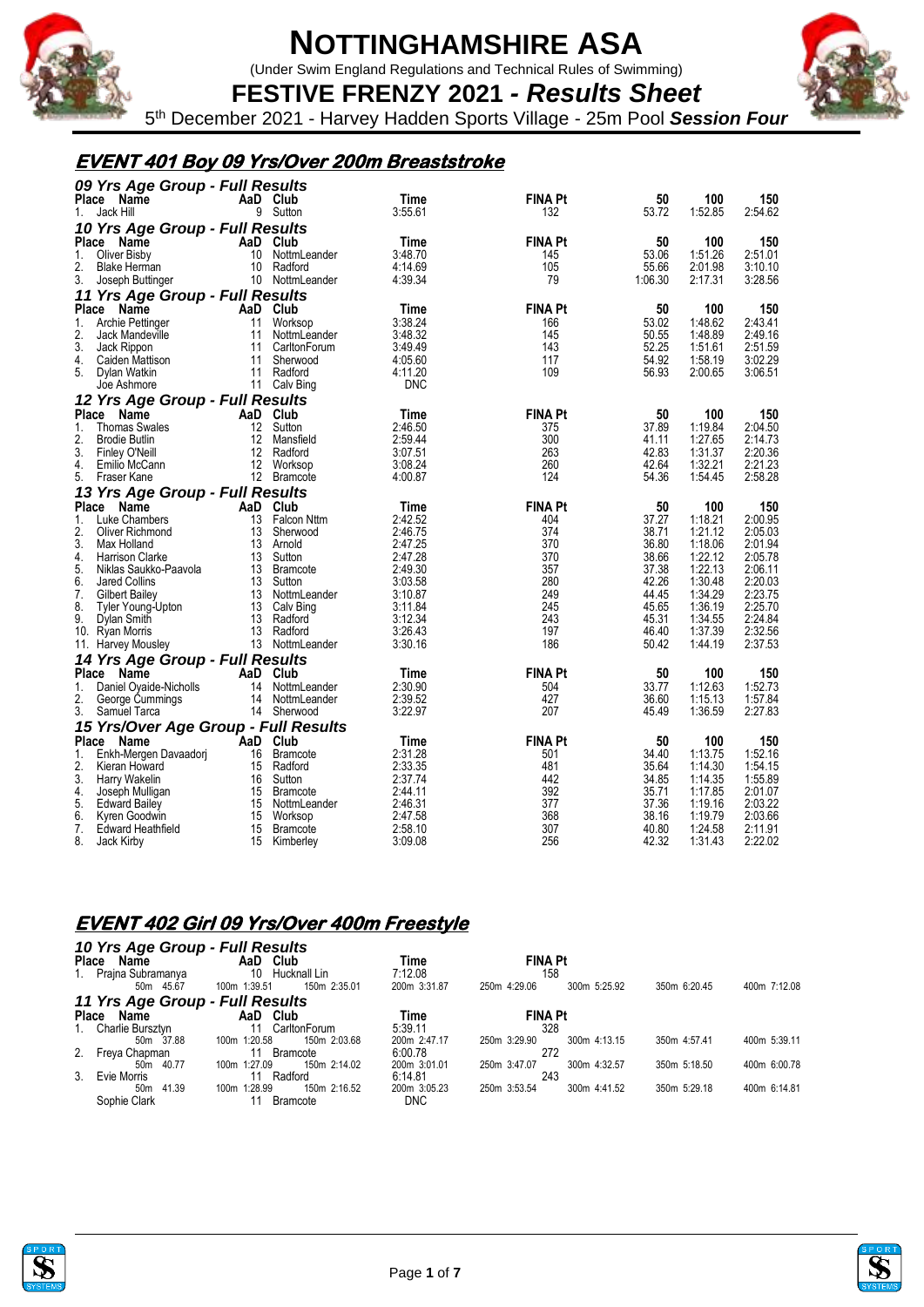# NOTTINGHAMSHIRE ASA

(Under Swim England Regulations and Technical Rules of Swimming)

## FESTIVE FRENZY 2021 - *Results Sheet*

5th December 2021 - Harvey Hadden Sports Village - 25m Pool ***Session Four***

## *EVENT 401 Boy 09 Yrs/Over 200m Breaststroke*

### *09 Yrs Age Group - Full Results*

| Place | Name | AaD | Club | Time | FINA Pt | 50 | 100 | 150 |
|---|---|---|---|---|---|---|---|---|
| 1. | Jack Hill | 9 | Sutton | 3:55.61 | 132 | 53.72 | 1:52.85 | 2:54.62 |

### *10 Yrs Age Group - Full Results*

| Place | Name | AaD | Club | Time | FINA Pt | 50 | 100 | 150 |
|---|---|---|---|---|---|---|---|---|
| 1. | Oliver Bisby | 10 | NottmLeander | 3:48.70 | 145 | 53.06 | 1:51.26 | 2:51.01 |
| 2. | Blake Herman | 10 | Radford | 4:14.69 | 105 | 55.66 | 2:01.98 | 3:10.10 |
| 3. | Joseph Buttinger | 10 | NottmLeander | 4:39.34 | 79 | 1:06.30 | 2:17.31 | 3:28.56 |

### *11 Yrs Age Group - Full Results*

| Place | Name | AaD | Club | Time | FINA Pt | 50 | 100 | 150 |
|---|---|---|---|---|---|---|---|---|
| 1. | Archie Pettinger | 11 | Worksop | 3:38.24 | 166 | 53.02 | 1:48.62 | 2:43.41 |
| 2. | Jack Mandeville | 11 | NottmLeander | 3:48.32 | 145 | 50.55 | 1:48.89 | 2:49.16 |
| 3. | Jack Rippon | 11 | CarltonForum | 3:49.49 | 143 | 52.25 | 1:51.61 | 2:51.59 |
| 4. | Caiden Mattison | 11 | Sherwood | 4:05.60 | 117 | 54.92 | 1:58.19 | 3:02.29 |
| 5. | Dylan Watkin | 11 | Radford | 4:11.20 | 109 | 56.93 | 2:00.65 | 3:06.51 |
| | Joe Ashmore | 11 | Calv Bing | DNC | | | | |

### *12 Yrs Age Group - Full Results*

| Place | Name | AaD | Club | Time | FINA Pt | 50 | 100 | 150 |
|---|---|---|---|---|---|---|---|---|
| 1. | Thomas Swales | 12 | Sutton | 2:46.50 | 375 | 37.89 | 1:19.84 | 2:04.50 |
| 2. | Brodie Butlin | 12 | Mansfield | 2:59.44 | 300 | 41.11 | 1:27.65 | 2:14.73 |
| 3. | Finley O'Neill | 12 | Radford | 3:07.51 | 263 | 42.83 | 1:31.37 | 2:20.36 |
| 4. | Emilio McCann | 12 | Worksop | 3:08.24 | 260 | 42.64 | 1:32.21 | 2:21.23 |
| 5. | Fraser Kane | 12 | Bramcote | 4:00.87 | 124 | 54.36 | 1:54.45 | 2:58.28 |

### *13 Yrs Age Group - Full Results*

| Place | Name | AaD | Club | Time | FINA Pt | 50 | 100 | 150 |
|---|---|---|---|---|---|---|---|---|
| 1. | Luke Chambers | 13 | Falcon Nttm | 2:42.52 | 404 | 37.27 | 1:18.21 | 2:00.95 |
| 2. | Oliver Richmond | 13 | Sherwood | 2:46.75 | 374 | 38.71 | 1:21.12 | 2:05.03 |
| 3. | Max Holland | 13 | Arnold | 2:47.25 | 370 | 36.80 | 1:18.06 | 2:01.94 |
| 4. | Harrison Clarke | 13 | Sutton | 2:47.28 | 370 | 38.66 | 1:22.12 | 2:05.78 |
| 5. | Niklas Saukko-Paavola | 13 | Bramcote | 2:49.30 | 357 | 37.38 | 1:22.13 | 2:06.11 |
| 6. | Jared Collins | 13 | Sutton | 3:03.58 | 280 | 42.26 | 1:30.48 | 2:20.03 |
| 7. | Gilbert Bailey | 13 | NottmLeander | 3:10.87 | 249 | 44.45 | 1:34.29 | 2:23.75 |
| 8. | Tyler Young-Upton | 13 | Calv Bing | 3:11.84 | 245 | 45.65 | 1:36.19 | 2:25.70 |
| 9. | Dylan Smith | 13 | Radford | 3:12.34 | 243 | 45.31 | 1:34.55 | 2:24.84 |
| 10. | Ryan Morris | 13 | Radford | 3:26.43 | 197 | 46.40 | 1:37.39 | 2:32.56 |
| 11. | Harvey Mousley | 13 | NottmLeander | 3:30.16 | 186 | 50.42 | 1:44.19 | 2:37.53 |

### *14 Yrs Age Group - Full Results*

| Place | Name | AaD | Club | Time | FINA Pt | 50 | 100 | 150 |
|---|---|---|---|---|---|---|---|---|
| 1. | Daniel Oyaide-Nicholls | 14 | NottmLeander | 2:30.90 | 504 | 33.77 | 1:12.63 | 1:52.73 |
| 2. | George Cummings | 14 | NottmLeander | 2:39.52 | 427 | 36.60 | 1:15.13 | 1:57.84 |
| 3. | Samuel Tarca | 14 | Sherwood | 3:22.97 | 207 | 45.49 | 1:36.59 | 2:27.83 |

### *15 Yrs/Over Age Group - Full Results*

| Place | Name | AaD | Club | Time | FINA Pt | 50 | 100 | 150 |
|---|---|---|---|---|---|---|---|---|
| 1. | Enkh-Mergen Davaadorj | 16 | Bramcote | 2:31.28 | 501 | 34.40 | 1:13.75 | 1:52.16 |
| 2. | Kieran Howard | 15 | Radford | 2:33.35 | 481 | 35.64 | 1:14.30 | 1:54.15 |
| 3. | Harry Wakelin | 16 | Sutton | 2:37.74 | 442 | 34.85 | 1:14.35 | 1:55.89 |
| 4. | Joseph Mulligan | 15 | Bramcote | 2:44.11 | 392 | 35.71 | 1:17.85 | 2:01.07 |
| 5. | Edward Bailey | 15 | NottmLeander | 2:46.31 | 377 | 37.36 | 1:19.16 | 2:03.22 |
| 6. | Kyren Goodwin | 15 | Worksop | 2:47.58 | 368 | 38.16 | 1:19.79 | 2:03.66 |
| 7. | Edward Heathfield | 15 | Bramcote | 2:58.10 | 307 | 40.80 | 1:24.58 | 2:11.91 |
| 8. | Jack Kirby | 15 | Kimberley | 3:09.08 | 256 | 42.32 | 1:31.43 | 2:22.02 |

## *EVENT 402 Girl 09 Yrs/Over 400m Freestyle*

### *10 Yrs Age Group - Full Results*

| Place | Name | AaD | Club | Time | FINA Pt |
|---|---|---|---|---|---|
| 1. | Prajna Subramanya | 10 | Hucknall Lin | 7:12.08 | 158 |

50m 45.67 · 100m 1:39.51 · 150m 2:35.01 · 200m 3:31.87 · 250m 4:29.06 · 300m 5:25.92 · 350m 6:20.45 · 400m 7:12.08

### *11 Yrs Age Group - Full Results*

| Place | Name | AaD | Club | Time | FINA Pt |
|---|---|---|---|---|---|
| 1. | Charlie Bursztyn | 11 | CarltonForum | 5:39.11 | 328 |
| 2. | Freya Chapman | 11 | Bramcote | 6:00.78 | 272 |
| 3. | Evie Morris | 11 | Radford | 6:14.81 | 243 |
| | Sophie Clark | 11 | Bramcote | DNC | |

Charlie Bursztyn: 50m 37.88 · 100m 1:20.58 · 150m 2:03.68 · 200m 2:47.17 · 250m 3:29.90 · 300m 4:13.15 · 350m 4:57.41 · 400m 5:39.11

Freya Chapman: 50m 40.77 · 100m 1:27.09 · 150m 2:14.02 · 200m 3:01.01 · 250m 3:47.07 · 300m 4:32.57 · 350m 5:18.50 · 400m 6:00.78

Evie Morris: 50m 41.39 · 100m 1:28.99 · 150m 2:16.52 · 200m 3:05.23 · 250m 3:53.54 · 300m 4:41.52 · 350m 5:29.18 · 400m 6:14.81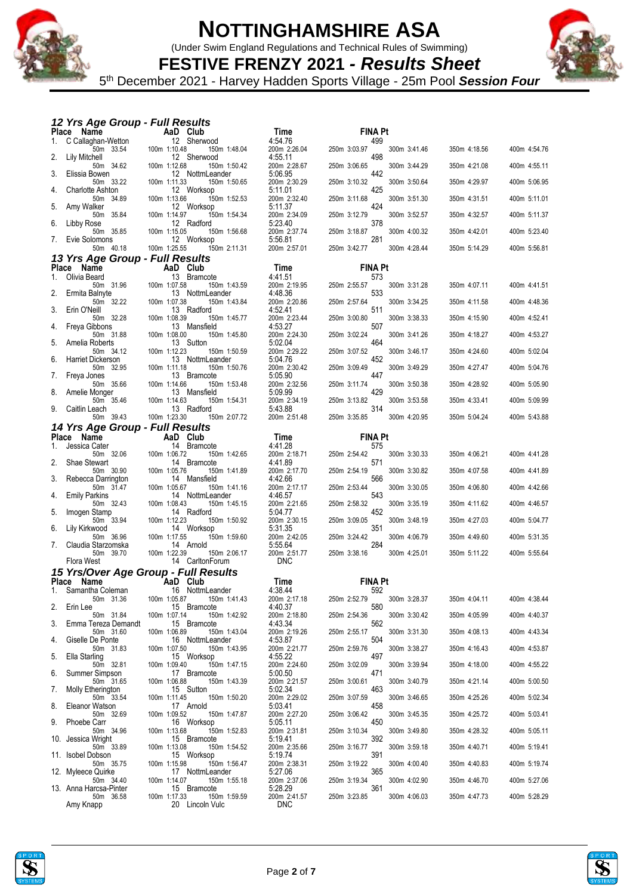# NOTTINGHAMSHIRE ASA

(Under Swim England Regulations and Technical Rules of Swimming)

## FESTIVE FRENZY 2021 - *Results Sheet*

5th December 2021 - Harvey Hadden Sports Village - 25m Pool **Session Four**

### *12 Yrs Age Group - Full Results*

| Place | Name | AaD | Club | Time | FINA Pt | | | | |
|---|---|---|---|---|---|---|---|---|---|
| 1. | C Callaghan-Wetton | 12 | Sherwood | 4:54.76 | 499 | | | | |
| | 50m 33.54 | 100m 1:10.48 | 150m 1:48.04 | 200m 2:26.04 | 250m 3:03.97 | 300m 3:41.46 | 350m 4:18.56 | 400m 4:54.76 | |
| 2. | Lily Mitchell | 12 | Sherwood | 4:55.11 | 498 | | | | |
| | 50m 34.62 | 100m 1:12.68 | 150m 1:50.42 | 200m 2:28.67 | 250m 3:06.65 | 300m 3:44.29 | 350m 4:21.08 | 400m 4:55.11 | |
| 3. | Elissia Bowen | 12 | NottmLeander | 5:06.95 | 442 | | | | |
| | 50m 33.22 | 100m 1:11.33 | 150m 1:50.65 | 200m 2:30.29 | 250m 3:10.32 | 300m 3:50.64 | 350m 4:29.97 | 400m 5:06.95 | |
| 4. | Charlotte Ashton | 12 | Worksop | 5:11.01 | 425 | | | | |
| | 50m 34.89 | 100m 1:13.66 | 150m 1:52.53 | 200m 2:32.40 | 250m 3:11.68 | 300m 3:51.30 | 350m 4:31.51 | 400m 5:11.01 | |
| 5. | Amy Walker | 12 | Worksop | 5:11.37 | 424 | | | | |
| | 50m 35.84 | 100m 1:14.97 | 150m 1:54.34 | 200m 2:34.09 | 250m 3:12.79 | 300m 3:52.57 | 350m 4:32.57 | 400m 5:11.37 | |
| 6. | Libby Rose | 12 | Radford | 5:23.40 | 378 | | | | |
| | 50m 35.85 | 100m 1:15.05 | 150m 1:56.68 | 200m 2:37.74 | 250m 3:18.87 | 300m 4:00.32 | 350m 4:42.01 | 400m 5:23.40 | |
| 7. | Evie Solomons | 12 | Worksop | 5:56.81 | 281 | | | | |
| | 50m 40.18 | 100m 1:25.55 | 150m 2:11.31 | 200m 2:57.01 | 250m 3:42.77 | 300m 4:28.44 | 350m 5:14.29 | 400m 5:56.81 | |

### *13 Yrs Age Group - Full Results*

| Place | Name | AaD | Club | Time | FINA Pt | | | | |
|---|---|---|---|---|---|---|---|---|---|
| 1. | Olivia Beard | 13 | Bramcote | 4:41.51 | 573 | | | | |
| | 50m 31.96 | 100m 1:07.58 | 150m 1:43.59 | 200m 2:19.95 | 250m 2:55.57 | 300m 3:31.28 | 350m 4:07.11 | 400m 4:41.51 | |
| 2. | Ermita Balnyte | 13 | NottmLeander | 4:48.36 | 533 | | | | |
| | 50m 32.22 | 100m 1:07.38 | 150m 1:43.84 | 200m 2:20.86 | 250m 2:57.64 | 300m 3:34.25 | 350m 4:11.58 | 400m 4:48.36 | |
| 3. | Erin O'Neill | 13 | Radford | 4:52.41 | 511 | | | | |
| | 50m 32.28 | 100m 1:08.39 | 150m 1:45.77 | 200m 2:23.44 | 250m 3:00.80 | 300m 3:38.33 | 350m 4:15.90 | 400m 4:52.41 | |
| 4. | Freya Gibbons | 13 | Mansfield | 4:53.27 | 507 | | | | |
| | 50m 31.88 | 100m 1:08.00 | 150m 1:45.80 | 200m 2:24.30 | 250m 3:02.24 | 300m 3:41.26 | 350m 4:18.27 | 400m 4:53.27 | |
| 5. | Amelia Roberts | 13 | Sutton | 5:02.04 | 464 | | | | |
| | 50m 34.12 | 100m 1:12.23 | 150m 1:50.59 | 200m 2:29.22 | 250m 3:07.52 | 300m 3:46.17 | 350m 4:24.60 | 400m 5:02.04 | |
| 6. | Harriet Dickerson | 13 | NottmLeander | 5:04.76 | 452 | | | | |
| | 50m 32.95 | 100m 1:11.18 | 150m 1:50.76 | 200m 2:30.42 | 250m 3:09.49 | 300m 3:49.29 | 350m 4:27.47 | 400m 5:04.76 | |
| 7. | Freya Jones | 13 | Bramcote | 5:05.90 | 447 | | | | |
| | 50m 35.66 | 100m 1:14.66 | 150m 1:53.48 | 200m 2:32.56 | 250m 3:11.74 | 300m 3:50.38 | 350m 4:28.92 | 400m 5:05.90 | |
| 8. | Amelie Monger | 13 | Mansfield | 5:09.99 | 429 | | | | |
| | 50m 35.46 | 100m 1:14.63 | 150m 1:54.31 | 200m 2:34.19 | 250m 3:13.82 | 300m 3:53.58 | 350m 4:33.41 | 400m 5:09.99 | |
| 9. | Caitlin Leach | 13 | Radford | 5:43.88 | 314 | | | | |
| | 50m 39.43 | 100m 1:23.30 | 150m 2:07.72 | 200m 2:51.48 | 250m 3:35.85 | 300m 4:20.95 | 350m 5:04.24 | 400m 5:43.88 | |

### *14 Yrs Age Group - Full Results*

| Place | Name | AaD | Club | Time | FINA Pt | | | | |
|---|---|---|---|---|---|---|---|---|---|
| 1. | Jessica Cater | 14 | Bramcote | 4:41.28 | 575 | | | | |
| | 50m 32.06 | 100m 1:06.72 | 150m 1:42.65 | 200m 2:18.71 | 250m 2:54.42 | 300m 3:30.33 | 350m 4:06.21 | 400m 4:41.28 | |
| 2. | Shae Stewart | 14 | Bramcote | 4:41.89 | 571 | | | | |
| | 50m 30.90 | 100m 1:05.76 | 150m 1:41.89 | 200m 2:17.70 | 250m 2:54.19 | 300m 3:30.82 | 350m 4:07.58 | 400m 4:41.89 | |
| 3. | Rebecca Darrington | 14 | Mansfield | 4:42.66 | 566 | | | | |
| | 50m 31.47 | 100m 1:05.67 | 150m 1:41.16 | 200m 2:17.17 | 250m 2:53.44 | 300m 3:30.05 | 350m 4:06.80 | 400m 4:42.66 | |
| 4. | Emily Parkins | 14 | NottmLeander | 4:46.57 | 543 | | | | |
| | 50m 32.43 | 100m 1:08.43 | 150m 1:45.15 | 200m 2:21.65 | 250m 2:58.32 | 300m 3:35.19 | 350m 4:11.62 | 400m 4:46.57 | |
| 5. | Imogen Stamp | 14 | Radford | 5:04.77 | 452 | | | | |
| | 50m 33.94 | 100m 1:12.23 | 150m 1:50.92 | 200m 2:30.15 | 250m 3:09.05 | 300m 3:48.19 | 350m 4:27.03 | 400m 5:04.77 | |
| 6. | Lily Kirkwood | 14 | Worksop | 5:31.35 | 351 | | | | |
| | 50m 36.96 | 100m 1:17.55 | 150m 1:59.60 | 200m 2:42.05 | 250m 3:24.42 | 300m 4:06.79 | 350m 4:49.60 | 400m 5:31.35 | |
| 7. | Claudia Starzomska | 14 | Arnold | 5:55.64 | 284 | | | | |
| | 50m 39.70 | 100m 1:22.39 | 150m 2:06.17 | 200m 2:51.77 | 250m 3:38.16 | 300m 4:25.01 | 350m 5:11.22 | 400m 5:55.64 | |
| | Flora West | 14 | CarltonForum | DNC | | | | | |

### *15 Yrs/Over Age Group - Full Results*

| Place | Name | AaD | Club | Time | FINA Pt | | | | |
|---|---|---|---|---|---|---|---|---|---|
| 1. | Samantha Coleman | 16 | NottmLeander | 4:38.44 | 592 | | | | |
| | 50m 31.36 | 100m 1:05.87 | 150m 1:41.43 | 200m 2:17.18 | 250m 2:52.79 | 300m 3:28.37 | 350m 4:04.11 | 400m 4:38.44 | |
| 2. | Erin Lee | 15 | Bramcote | 4:40.37 | 580 | | | | |
| | 50m 31.84 | 100m 1:07.14 | 150m 1:42.92 | 200m 2:18.80 | 250m 2:54.36 | 300m 3:30.42 | 350m 4:05.99 | 400m 4:40.37 | |
| 3. | Emma Tereza Demandt | 15 | Bramcote | 4:43.34 | 562 | | | | |
| | 50m 31.60 | 100m 1:06.89 | 150m 1:43.04 | 200m 2:19.26 | 250m 2:55.17 | 300m 3:31.30 | 350m 4:08.13 | 400m 4:43.34 | |
| 4. | Giselle De Ponte | 16 | NottmLeander | 4:53.87 | 504 | | | | |
| | 50m 31.83 | 100m 1:07.50 | 150m 1:43.95 | 200m 2:21.77 | 250m 2:59.76 | 300m 3:38.27 | 350m 4:16.43 | 400m 4:53.87 | |
| 5. | Ella Starling | 15 | Worksop | 4:55.22 | 497 | | | | |
| | 50m 32.81 | 100m 1:09.40 | 150m 1:47.15 | 200m 2:24.60 | 250m 3:02.09 | 300m 3:39.94 | 350m 4:18.00 | 400m 4:55.22 | |
| 6. | Summer Simpson | 17 | Bramcote | 5:00.50 | 471 | | | | |
| | 50m 31.65 | 100m 1:06.88 | 150m 1:43.39 | 200m 2:21.57 | 250m 3:00.61 | 300m 3:40.79 | 350m 4:21.14 | 400m 5:00.50 | |
| 7. | Molly Etherington | 15 | Sutton | 5:02.34 | 463 | | | | |
| | 50m 33.54 | 100m 1:11.45 | 150m 1:50.20 | 200m 2:29.02 | 250m 3:07.59 | 300m 3:46.65 | 350m 4:25.26 | 400m 5:02.34 | |
| 8. | Eleanor Watson | 17 | Arnold | 5:03.41 | 458 | | | | |
| | 50m 32.69 | 100m 1:09.52 | 150m 1:47.87 | 200m 2:27.20 | 250m 3:06.42 | 300m 3:45.35 | 350m 4:25.72 | 400m 5:03.41 | |
| 9. | Phoebe Carr | 16 | Worksop | 5:05.11 | 450 | | | | |
| | 50m 34.96 | 100m 1:13.68 | 150m 1:52.83 | 200m 2:31.81 | 250m 3:10.34 | 300m 3:49.80 | 350m 4:28.32 | 400m 5:05.11 | |
| 10. | Jessica Wright | 15 | Bramcote | 5:19.41 | 392 | | | | |
| | 50m 33.89 | 100m 1:13.08 | 150m 1:54.52 | 200m 2:35.66 | 250m 3:16.77 | 300m 3:59.18 | 350m 4:40.71 | 400m 5:19.41 | |
| 11. | Isobel Dobson | 15 | Worksop | 5:19.74 | 391 | | | | |
| | 50m 35.75 | 100m 1:15.98 | 150m 1:56.47 | 200m 2:38.31 | 250m 3:19.22 | 300m 4:00.40 | 350m 4:40.83 | 400m 5:19.74 | |
| 12. | Myleece Quirke | 17 | NottmLeander | 5:27.06 | 365 | | | | |
| | 50m 34.40 | 100m 1:14.07 | 150m 1:55.18 | 200m 2:37.06 | 250m 3:19.34 | 300m 4:02.90 | 350m 4:46.70 | 400m 5:27.06 | |
| 13. | Anna Harcsa-Pinter | 15 | Bramcote | 5:28.29 | 361 | | | | |
| | 50m 36.58 | 100m 1:17.33 | 150m 1:59.59 | 200m 2:41.57 | 250m 3:23.85 | 300m 4:06.03 | 350m 4:47.73 | 400m 5:28.29 | |
| | Amy Knapp | 20 | Lincoln Vulc | DNC | | | | | |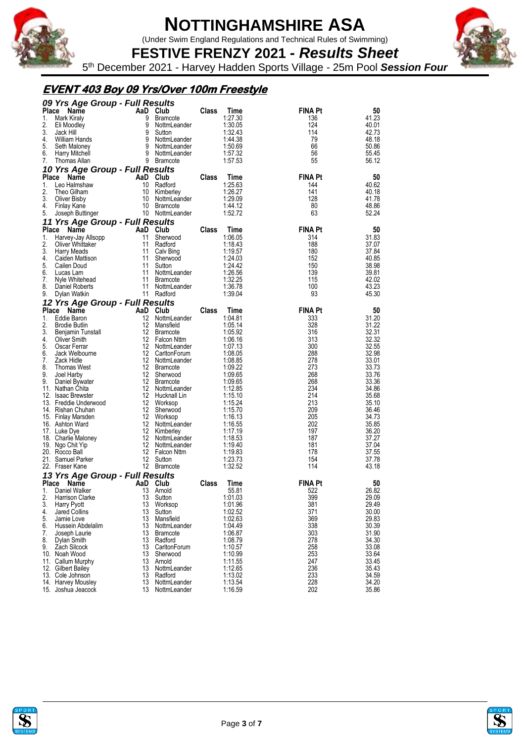# NOTTINGHAMSHIRE ASA

(Under Swim England Regulations and Technical Rules of Swimming)

## FESTIVE FRENZY 2021 - *Results Sheet*

5th December 2021 - Harvey Hadden Sports Village - 25m Pool ***Session Four***

## *EVENT 403 Boy 09 Yrs/Over 100m Freestyle*

### *09 Yrs Age Group - Full Results*

| Place | Name | AaD | Club | Class | Time | FINA Pt | 50 |
|---|---|---|---|---|---|---|---|
| 1. | Mark Kiraly | 9 | Bramcote | | 1:27.30 | 136 | 41.23 |
| 2. | Eli Moodley | 9 | NottmLeander | | 1:30.05 | 124 | 40.01 |
| 3. | Jack Hill | 9 | Sutton | | 1:32.43 | 114 | 42.73 |
| 4. | William Hands | 9 | NottmLeander | | 1:44.38 | 79 | 48.18 |
| 5. | Seth Maloney | 9 | NottmLeander | | 1:50.69 | 66 | 50.86 |
| 6. | Harry Mitchell | 9 | NottmLeander | | 1:57.32 | 56 | 55.45 |
| 7. | Thomas Allan | 9 | Bramcote | | 1:57.53 | 55 | 56.12 |

### *10 Yrs Age Group - Full Results*

| Place | Name | AaD | Club | Class | Time | FINA Pt | 50 |
|---|---|---|---|---|---|---|---|
| 1. | Leo Halmshaw | 10 | Radford | | 1:25.63 | 144 | 40.62 |
| 2. | Theo Gilham | 10 | Kimberley | | 1:26.27 | 141 | 40.18 |
| 3. | Oliver Bisby | 10 | NottmLeander | | 1:29.09 | 128 | 41.78 |
| 4. | Finlay Kane | 10 | Bramcote | | 1:44.12 | 80 | 48.86 |
| 5. | Joseph Buttinger | 10 | NottmLeander | | 1:52.72 | 63 | 52.24 |

### *11 Yrs Age Group - Full Results*

| Place | Name | AaD | Club | Class | Time | FINA Pt | 50 |
|---|---|---|---|---|---|---|---|
| 1. | Harvey-Jay Allsopp | 11 | Sherwood | | 1:06.05 | 314 | 31.83 |
| 2. | Oliver Whittaker | 11 | Radford | | 1:18.43 | 188 | 37.07 |
| 3. | Harry Meads | 11 | Calv Bing | | 1:19.57 | 180 | 37.84 |
| 4. | Caiden Mattison | 11 | Sherwood | | 1:24.03 | 152 | 40.85 |
| 5. | Cailen Doud | 11 | Sutton | | 1:24.42 | 150 | 38.98 |
| 6. | Lucas Lam | 11 | NottmLeander | | 1:26.56 | 139 | 39.81 |
| 7. | Nyle Whitehead | 11 | Bramcote | | 1:32.25 | 115 | 42.02 |
| 8. | Daniel Roberts | 11 | NottmLeander | | 1:36.78 | 100 | 43.23 |
| 9. | Dylan Watkin | 11 | Radford | | 1:39.04 | 93 | 45.30 |

### *12 Yrs Age Group - Full Results*

| Place | Name | AaD | Club | Class | Time | FINA Pt | 50 |
|---|---|---|---|---|---|---|---|
| 1. | Eddie Baron | 12 | NottmLeander | | 1:04.81 | 333 | 31.20 |
| 2. | Brodie Butlin | 12 | Mansfield | | 1:05.14 | 328 | 31.22 |
| 3. | Benjamin Tunstall | 12 | Bramcote | | 1:05.92 | 316 | 32.31 |
| 4. | Oliver Smith | 12 | Falcon Nttm | | 1:06.16 | 313 | 32.32 |
| 5. | Oscar Ferrar | 12 | NottmLeander | | 1:07.13 | 300 | 32.55 |
| 6. | Jack Welbourne | 12 | CarltonForum | | 1:08.05 | 288 | 32.98 |
| 7. | Zack Hidle | 12 | NottmLeander | | 1:08.85 | 278 | 33.01 |
| 8. | Thomas West | 12 | Bramcote | | 1:09.22 | 273 | 33.73 |
| 9. | Joel Harby | 12 | Sherwood | | 1:09.65 | 268 | 33.76 |
| 9. | Daniel Bywater | 12 | Bramcote | | 1:09.65 | 268 | 33.36 |
| 11. | Nathan Chita | 12 | NottmLeander | | 1:12.85 | 234 | 34.86 |
| 12. | Isaac Brewster | 12 | Hucknall Lin | | 1:15.10 | 214 | 35.68 |
| 13. | Freddie Underwood | 12 | Worksop | | 1:15.24 | 213 | 35.10 |
| 14. | Rishan Chuhan | 12 | Sherwood | | 1:15.70 | 209 | 36.46 |
| 15. | Finlay Marsden | 12 | Worksop | | 1:16.13 | 205 | 34.73 |
| 16. | Ashton Ward | 12 | NottmLeander | | 1:16.55 | 202 | 35.85 |
| 17. | Luke Dye | 12 | Kimberley | | 1:17.19 | 197 | 36.20 |
| 18. | Charlie Maloney | 12 | NottmLeander | | 1:18.53 | 187 | 37.27 |
| 19. | Ngo Chit Yip | 12 | NottmLeander | | 1:19.40 | 181 | 37.04 |
| 20. | Rocco Ball | 12 | Falcon Nttm | | 1:19.83 | 178 | 37.55 |
| 21. | Samuel Parker | 12 | Sutton | | 1:23.73 | 154 | 37.78 |
| 22. | Fraser Kane | 12 | Bramcote | | 1:32.52 | 114 | 43.18 |

### *13 Yrs Age Group - Full Results*

| Place | Name | AaD | Club | Class | Time | FINA Pt | 50 |
|---|---|---|---|---|---|---|---|
| 1. | Daniel Walker | 13 | Arnold | | 55.81 | 522 | 26.82 |
| 2. | Harrison Clarke | 13 | Sutton | | 1:01.03 | 399 | 29.09 |
| 3. | Harry Pyott | 13 | Worksop | | 1:01.96 | 381 | 29.49 |
| 4. | Jared Collins | 13 | Sutton | | 1:02.52 | 371 | 30.00 |
| 5. | Jamie Love | 13 | Mansfield | | 1:02.63 | 369 | 29.83 |
| 6. | Hussein Abdelalim | 13 | NottmLeander | | 1:04.49 | 338 | 30.39 |
| 7. | Joseph Laurie | 13 | Bramcote | | 1:06.87 | 303 | 31.90 |
| 8. | Dylan Smith | 13 | Radford | | 1:08.79 | 278 | 34.30 |
| 9. | Zach Silcock | 13 | CarltonForum | | 1:10.57 | 258 | 33.08 |
| 10. | Noah Wood | 13 | Sherwood | | 1:10.99 | 253 | 33.64 |
| 11. | Callum Murphy | 13 | Arnold | | 1:11.55 | 247 | 33.45 |
| 12. | Gilbert Bailey | 13 | NottmLeander | | 1:12.65 | 236 | 35.43 |
| 13. | Cole Johnson | 13 | Radford | | 1:13.02 | 233 | 34.59 |
| 14. | Harvey Mousley | 13 | NottmLeander | | 1:13.54 | 228 | 34.20 |
| 15. | Joshua Jeacock | 13 | NottmLeander | | 1:16.59 | 202 | 35.86 |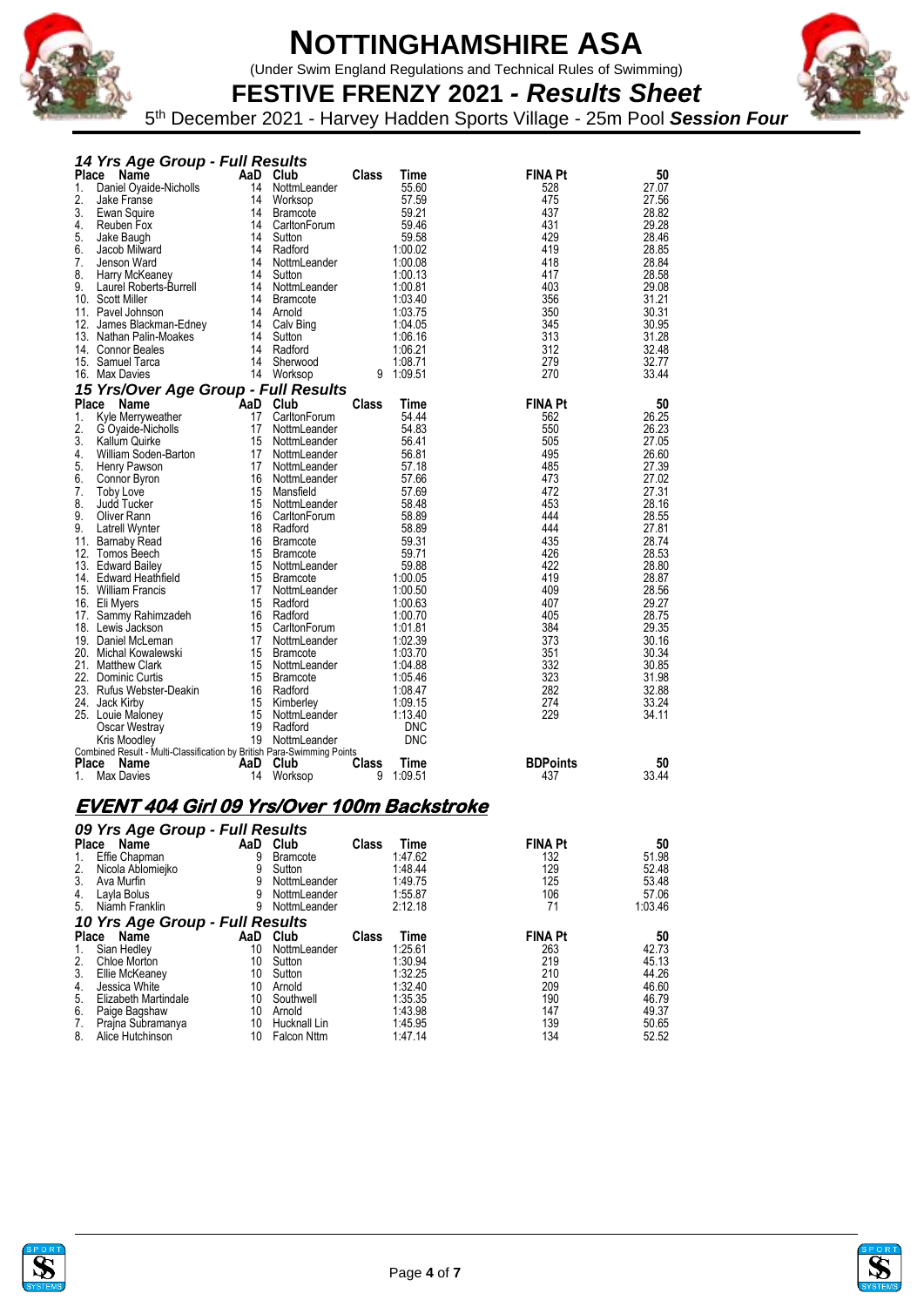# NOTTINGHAMSHIRE ASA

(Under Swim England Regulations and Technical Rules of Swimming)

## FESTIVE FRENZY 2021 - *Results Sheet*

5th December 2021 - Harvey Hadden Sports Village - 25m Pool ***Session Four***

### *14 Yrs Age Group - Full Results*

| Place | Name | AaD | Club | Class | Time | FINA Pt | 50 |
|---|---|---|---|---|---|---|---|
| 1. | Daniel Oyaide-Nicholls | 14 | NottmLeander | | 55.60 | 528 | 27.07 |
| 2. | Jake Franse | 14 | Worksop | | 57.59 | 475 | 27.56 |
| 3. | Ewan Squire | 14 | Bramcote | | 59.21 | 437 | 28.82 |
| 4. | Reuben Fox | 14 | CarltonForum | | 59.46 | 431 | 29.28 |
| 5. | Jake Baugh | 14 | Sutton | | 59.58 | 429 | 28.46 |
| 6. | Jacob Milward | 14 | Radford | | 1:00.02 | 419 | 28.85 |
| 7. | Jenson Ward | 14 | NottmLeander | | 1:00.08 | 418 | 28.84 |
| 8. | Harry McKeaney | 14 | Sutton | | 1:00.13 | 417 | 28.58 |
| 9. | Laurel Roberts-Burrell | 14 | NottmLeander | | 1:00.81 | 403 | 29.08 |
| 10. | Scott Miller | 14 | Bramcote | | 1:03.40 | 356 | 31.21 |
| 11. | Pavel Johnson | 14 | Arnold | | 1:03.75 | 350 | 30.31 |
| 12. | James Blackman-Edney | 14 | Calv Bing | | 1:04.05 | 345 | 30.95 |
| 13. | Nathan Palin-Moakes | 14 | Sutton | | 1:06.16 | 313 | 31.28 |
| 14. | Connor Beales | 14 | Radford | | 1:06.21 | 312 | 32.48 |
| 15. | Samuel Tarca | 14 | Sherwood | | 1:08.71 | 279 | 32.77 |
| 16. | Max Davies | 14 | Worksop | 9 | 1:09.51 | 270 | 33.44 |

### *15 Yrs/Over Age Group - Full Results*

| Place | Name | AaD | Club | Class | Time | FINA Pt | 50 |
|---|---|---|---|---|---|---|---|
| 1. | Kyle Merryweather | 17 | CarltonForum | | 54.44 | 562 | 26.25 |
| 2. | G Oyaide-Nicholls | 17 | NottmLeander | | 54.83 | 550 | 26.23 |
| 3. | Kallum Quirke | 15 | NottmLeander | | 56.41 | 505 | 27.05 |
| 4. | William Soden-Barton | 17 | NottmLeander | | 56.81 | 495 | 26.60 |
| 5. | Henry Pawson | 17 | NottmLeander | | 57.18 | 485 | 27.39 |
| 6. | Connor Byron | 16 | NottmLeander | | 57.66 | 473 | 27.02 |
| 7. | Toby Love | 15 | Mansfield | | 57.69 | 472 | 27.31 |
| 8. | Judd Tucker | 15 | NottmLeander | | 58.48 | 453 | 28.16 |
| 9. | Oliver Rann | 16 | CarltonForum | | 58.89 | 444 | 28.55 |
| 9. | Latrell Wynter | 18 | Radford | | 58.89 | 444 | 27.81 |
| 11. | Barnaby Read | 16 | Bramcote | | 59.31 | 435 | 28.74 |
| 12. | Tomos Beech | 15 | Bramcote | | 59.71 | 426 | 28.53 |
| 13. | Edward Bailey | 15 | NottmLeander | | 59.88 | 422 | 28.80 |
| 14. | Edward Heathfield | 15 | Bramcote | | 1:00.05 | 419 | 28.87 |
| 15. | William Francis | 17 | NottmLeander | | 1:00.50 | 409 | 28.56 |
| 16. | Eli Myers | 15 | Radford | | 1:00.63 | 407 | 29.27 |
| 17. | Sammy Rahimzadeh | 16 | Radford | | 1:00.70 | 405 | 28.75 |
| 18. | Lewis Jackson | 15 | CarltonForum | | 1:01.81 | 384 | 29.35 |
| 19. | Daniel McLeman | 17 | NottmLeander | | 1:02.39 | 373 | 30.16 |
| 20. | Michal Kowalewski | 15 | Bramcote | | 1:03.70 | 351 | 30.34 |
| 21. | Matthew Clark | 15 | NottmLeander | | 1:04.88 | 332 | 30.85 |
| 22. | Dominic Curtis | 15 | Bramcote | | 1:05.46 | 323 | 31.98 |
| 23. | Rufus Webster-Deakin | 16 | Radford | | 1:08.47 | 282 | 32.88 |
| 24. | Jack Kirby | 15 | Kimberley | | 1:09.15 | 274 | 33.24 |
| 25. | Louie Maloney | 15 | NottmLeander | | 1:13.40 | 229 | 34.11 |
| | Oscar Westray | 19 | Radford | | DNC | | |
| | Kris Moodley | 19 | NottmLeander | | DNC | | |

Combined Result - Multi-Classification by British Para-Swimming Points

| Place | Name | AaD | Club | Class | Time | BDPoints | 50 |
|---|---|---|---|---|---|---|---|
| 1. | Max Davies | 14 | Worksop | 9 | 1:09.51 | 437 | 33.44 |

## EVENT 404 Girl 09 Yrs/Over 100m Backstroke

### *09 Yrs Age Group - Full Results*

| Place | Name | AaD | Club | Class | Time | FINA Pt | 50 |
|---|---|---|---|---|---|---|---|
| 1. | Effie Chapman | 9 | Bramcote | | 1:47.62 | 132 | 51.98 |
| 2. | Nicola Ablomiejko | 9 | Sutton | | 1:48.44 | 129 | 52.48 |
| 3. | Ava Murfin | 9 | NottmLeander | | 1:49.75 | 125 | 53.48 |
| 4. | Layla Bolus | 9 | NottmLeander | | 1:55.87 | 106 | 57.06 |
| 5. | Niamh Franklin | 9 | NottmLeander | | 2:12.18 | 71 | 1:03.46 |

### *10 Yrs Age Group - Full Results*

| Place | Name | AaD | Club | Class | Time | FINA Pt | 50 |
|---|---|---|---|---|---|---|---|
| 1. | Sian Hedley | 10 | NottmLeander | | 1:25.61 | 263 | 42.73 |
| 2. | Chloe Morton | 10 | Sutton | | 1:30.94 | 219 | 45.13 |
| 3. | Ellie McKeaney | 10 | Sutton | | 1:32.25 | 210 | 44.26 |
| 4. | Jessica White | 10 | Arnold | | 1:32.40 | 209 | 46.60 |
| 5. | Elizabeth Martindale | 10 | Southwell | | 1:35.35 | 190 | 46.79 |
| 6. | Paige Bagshaw | 10 | Arnold | | 1:43.98 | 147 | 49.37 |
| 7. | Prajna Subramanya | 10 | Hucknall Lin | | 1:45.95 | 139 | 50.65 |
| 8. | Alice Hutchinson | 10 | Falcon Nttm | | 1:47.14 | 134 | 52.52 |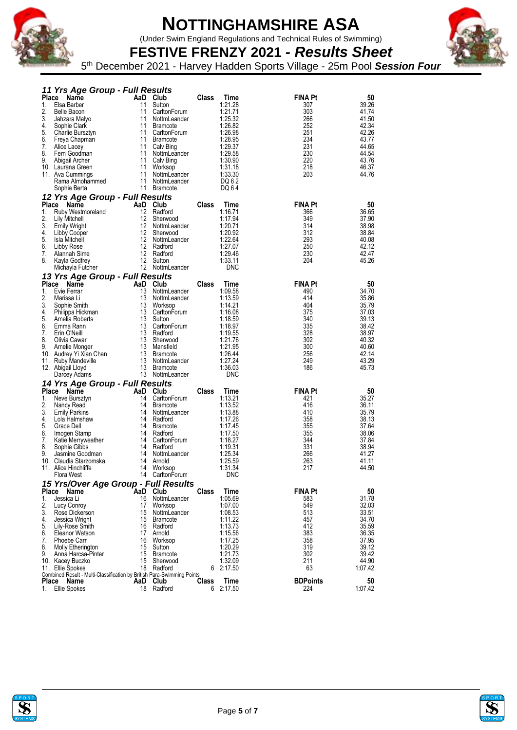# NOTTINGHAMSHIRE ASA

(Under Swim England Regulations and Technical Rules of Swimming)

## FESTIVE FRENZY 2021 - *Results Sheet*

5th December 2021 - Harvey Hadden Sports Village - 25m Pool ***Session Four***

### *11 Yrs Age Group - Full Results*

| Place | Name | AaD | Club | Class | Time | FINA Pt | 50 |
|---|---|---|---|---|---|---|---|
| 1. | Elsa Barber | 11 | Sutton | | 1:21.28 | 307 | 39.26 |
| 2. | Belle Bacon | 11 | CarltonForum | | 1:21.71 | 303 | 41.74 |
| 3. | Jahzara Malyo | 11 | NottmLeander | | 1:25.32 | 266 | 41.50 |
| 4. | Sophie Clark | 11 | Bramcote | | 1:26.82 | 252 | 42.34 |
| 5. | Charlie Bursztyn | 11 | CarltonForum | | 1:26.98 | 251 | 42.26 |
| 6. | Freya Chapman | 11 | Bramcote | | 1:28.95 | 234 | 43.77 |
| 7. | Alice Lacey | 11 | Calv Bing | | 1:29.37 | 231 | 44.65 |
| 8. | Fern Goodman | 11 | NottmLeander | | 1:29.58 | 230 | 44.54 |
| 9. | Abigail Archer | 11 | Calv Bing | | 1:30.90 | 220 | 43.76 |
| 10. | Laurana Green | 11 | Worksop | | 1:31.18 | 218 | 46.37 |
| 11. | Ava Cummings | 11 | NottmLeander | | 1:33.30 | 203 | 44.76 |
| | Rama Almohammed | 11 | NottmLeander | | DQ 6 2 | | |
| | Sophia Berta | 11 | Bramcote | | DQ 6 4 | | |

### *12 Yrs Age Group - Full Results*

| Place | Name | AaD | Club | Class | Time | FINA Pt | 50 |
|---|---|---|---|---|---|---|---|
| 1. | Ruby Westmoreland | 12 | Radford | | 1:16.71 | 366 | 36.65 |
| 2. | Lily Mitchell | 12 | Sherwood | | 1:17.94 | 349 | 37.90 |
| 3. | Emily Wright | 12 | NottmLeander | | 1:20.71 | 314 | 38.98 |
| 4. | Libby Cooper | 12 | Sherwood | | 1:20.92 | 312 | 38.84 |
| 5. | Isla Mitchell | 12 | NottmLeander | | 1:22.64 | 293 | 40.08 |
| 6. | Libby Rose | 12 | Radford | | 1:27.07 | 250 | 42.12 |
| 7. | Alannah Sime | 12 | Radford | | 1:29.46 | 230 | 42.47 |
| 8. | Kayla Godfrey | 12 | Sutton | | 1:33.11 | 204 | 45.26 |
| | Michayla Futcher | 12 | NottmLeander | | DNC | | |

### *13 Yrs Age Group - Full Results*

| Place | Name | AaD | Club | Class | Time | FINA Pt | 50 |
|---|---|---|---|---|---|---|---|
| 1. | Evie Ferrar | 13 | NottmLeander | | 1:09.58 | 490 | 34.70 |
| 2. | Marissa Li | 13 | NottmLeander | | 1:13.59 | 414 | 35.86 |
| 3. | Sophie Smith | 13 | Worksop | | 1:14.21 | 404 | 35.79 |
| 4. | Philippa Hickman | 13 | CarltonForum | | 1:16.08 | 375 | 37.03 |
| 5. | Amelia Roberts | 13 | Sutton | | 1:18.59 | 340 | 39.13 |
| 6. | Emma Rann | 13 | CarltonForum | | 1:18.97 | 335 | 38.42 |
| 7. | Erin O'Neill | 13 | Radford | | 1:19.55 | 328 | 38.97 |
| 8. | Olivia Cawar | 13 | Sherwood | | 1:21.76 | 302 | 40.32 |
| 9. | Amelie Monger | 13 | Mansfield | | 1:21.95 | 300 | 40.60 |
| 10. | Audrey Yi Xian Chan | 13 | Bramcote | | 1:26.44 | 256 | 42.14 |
| 11. | Ruby Mandeville | 13 | NottmLeander | | 1:27.24 | 249 | 43.29 |
| 12. | Abigail Lloyd | 13 | Bramcote | | 1:36.03 | 186 | 45.73 |
| | Darcey Adams | 13 | NottmLeander | | DNC | | |

### *14 Yrs Age Group - Full Results*

| Place | Name | AaD | Club | Class | Time | FINA Pt | 50 |
|---|---|---|---|---|---|---|---|
| 1. | Neve Bursztyn | 14 | CarltonForum | | 1:13.21 | 421 | 35.27 |
| 2. | Nancy Read | 14 | Bramcote | | 1:13.52 | 416 | 36.11 |
| 3. | Emily Parkins | 14 | NottmLeander | | 1:13.88 | 410 | 35.79 |
| 4. | Lola Halmshaw | 14 | Radford | | 1:17.26 | 358 | 38.13 |
| 5. | Grace Dell | 14 | Bramcote | | 1:17.45 | 355 | 37.64 |
| 6. | Imogen Stamp | 14 | Radford | | 1:17.50 | 355 | 38.06 |
| 7. | Katie Merryweather | 14 | CarltonForum | | 1:18.27 | 344 | 37.84 |
| 8. | Sophie Gibbs | 14 | Radford | | 1:19.31 | 331 | 38.94 |
| 9. | Jasmine Goodman | 14 | NottmLeander | | 1:25.34 | 266 | 41.27 |
| 10. | Claudia Starzomska | 14 | Arnold | | 1:25.59 | 263 | 41.11 |
| 11. | Alice Hinchliffe | 14 | Worksop | | 1:31.34 | 217 | 44.50 |
| | Flora West | 14 | CarltonForum | | DNC | | |

### *15 Yrs/Over Age Group - Full Results*

| Place | Name | AaD | Club | Class | Time | FINA Pt | 50 |
|---|---|---|---|---|---|---|---|
| 1. | Jessica Li | 16 | NottmLeander | | 1:05.69 | 583 | 31.78 |
| 2. | Lucy Conroy | 17 | Worksop | | 1:07.00 | 549 | 32.03 |
| 3. | Rose Dickerson | 15 | NottmLeander | | 1:08.53 | 513 | 33.51 |
| 4. | Jessica Wright | 15 | Bramcote | | 1:11.22 | 457 | 34.70 |
| 5. | Lily-Rose Smith | 16 | Radford | | 1:13.73 | 412 | 35.59 |
| 6. | Eleanor Watson | 17 | Arnold | | 1:15.56 | 383 | 36.35 |
| 7. | Phoebe Carr | 16 | Worksop | | 1:17.25 | 358 | 37.95 |
| 8. | Molly Etherington | 15 | Sutton | | 1:20.29 | 319 | 39.12 |
| 9. | Anna Harcsa-Pinter | 15 | Bramcote | | 1:21.73 | 302 | 39.42 |
| 10. | Kacey Buczko | 15 | Sherwood | | 1:32.09 | 211 | 44.90 |
| 11. | Ellie Spokes | 18 | Radford | 6 | 2:17.50 | 63 | 1:07.42 |

Combined Result - Multi-Classification by British Para-Swimming Points

| Place | Name | AaD | Club | Class | Time | BDPoints | 50 |
|---|---|---|---|---|---|---|---|
| 1. | Ellie Spokes | 18 | Radford | 6 | 2:17.50 | 224 | 1:07.42 |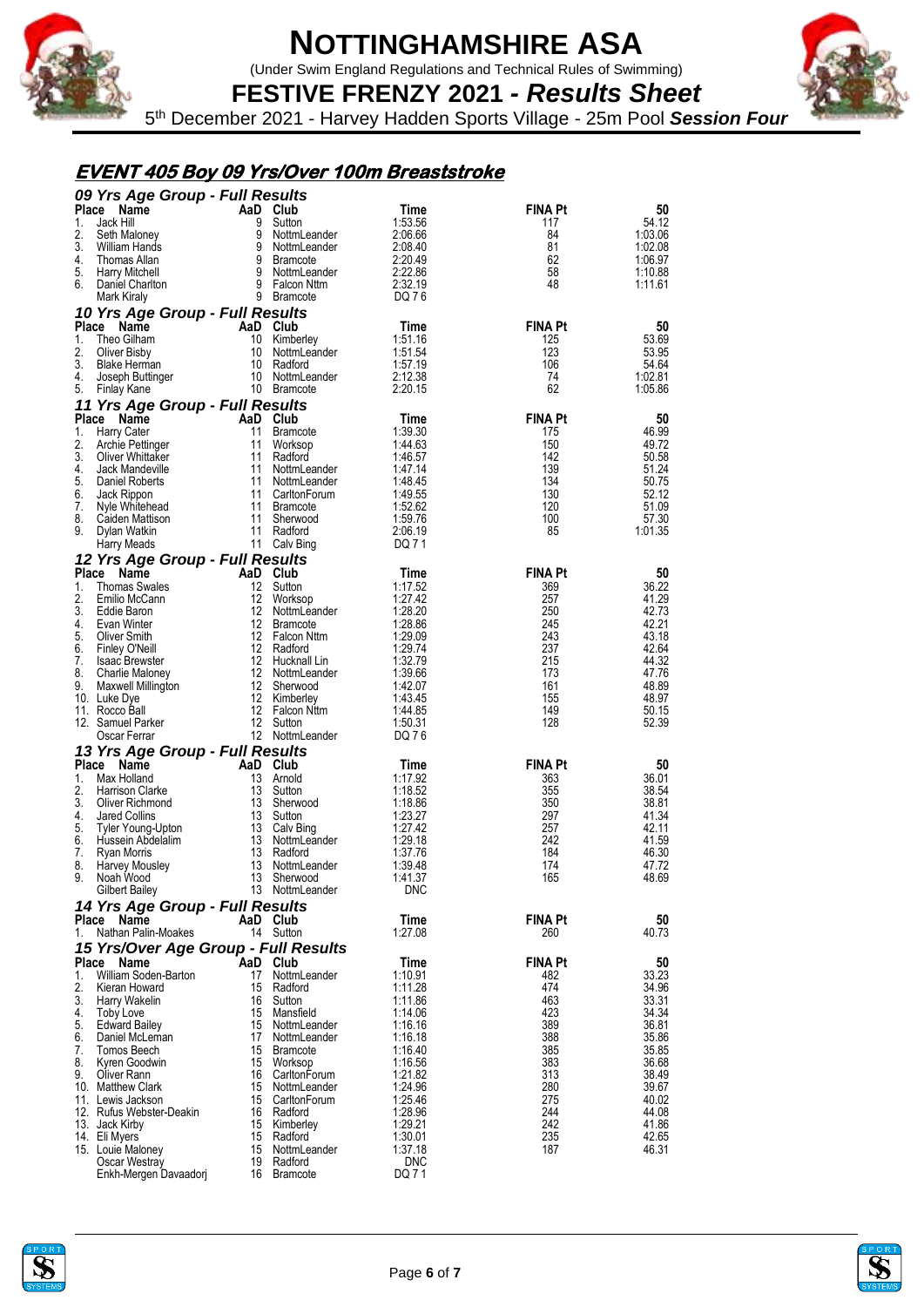# NOTTINGHAMSHIRE ASA

(Under Swim England Regulations and Technical Rules of Swimming)

## FESTIVE FRENZY 2021 - *Results Sheet*

5th December 2021 - Harvey Hadden Sports Village - 25m Pool ***Session Four***

## EVENT 405 Boy 09 Yrs/Over 100m Breaststroke

### 09 Yrs Age Group - Full Results

| Place | Name | AaD | Club | Time | FINA Pt | 50 |
|---|---|---|---|---|---|---|
| 1. | Jack Hill | 9 | Sutton | 1:53.56 | 117 | 54.12 |
| 2. | Seth Maloney | 9 | NottmLeander | 2:06.66 | 84 | 1:03.06 |
| 3. | William Hands | 9 | NottmLeander | 2:08.40 | 81 | 1:02.08 |
| 4. | Thomas Allan | 9 | Bramcote | 2:20.49 | 62 | 1:06.97 |
| 5. | Harry Mitchell | 9 | NottmLeander | 2:22.86 | 58 | 1:10.88 |
| 6. | Daniel Charlton | 9 | Falcon Nttm | 2:32.19 | 48 | 1:11.61 |
| | Mark Kiraly | 9 | Bramcote | DQ 7 6 | | |

### 10 Yrs Age Group - Full Results

| Place | Name | AaD | Club | Time | FINA Pt | 50 |
|---|---|---|---|---|---|---|
| 1. | Theo Gilham | 10 | Kimberley | 1:51.16 | 125 | 53.69 |
| 2. | Oliver Bisby | 10 | NottmLeander | 1:51.54 | 123 | 53.95 |
| 3. | Blake Herman | 10 | Radford | 1:57.19 | 106 | 54.64 |
| 4. | Joseph Buttinger | 10 | NottmLeander | 2:12.38 | 74 | 1:02.81 |
| 5. | Finlay Kane | 10 | Bramcote | 2:20.15 | 62 | 1:05.86 |

### 11 Yrs Age Group - Full Results

| Place | Name | AaD | Club | Time | FINA Pt | 50 |
|---|---|---|---|---|---|---|
| 1. | Harry Cater | 11 | Bramcote | 1:39.30 | 175 | 46.99 |
| 2. | Archie Pettinger | 11 | Worksop | 1:44.63 | 150 | 49.72 |
| 3. | Oliver Whittaker | 11 | Radford | 1:46.57 | 142 | 50.58 |
| 4. | Jack Mandeville | 11 | NottmLeander | 1:47.14 | 139 | 51.24 |
| 5. | Daniel Roberts | 11 | NottmLeander | 1:48.45 | 134 | 50.75 |
| 6. | Jack Rippon | 11 | CarltonForum | 1:49.55 | 130 | 52.12 |
| 7. | Nyle Whitehead | 11 | Bramcote | 1:52.62 | 120 | 51.09 |
| 8. | Caiden Mattison | 11 | Sherwood | 1:59.76 | 100 | 57.30 |
| 9. | Dylan Watkin | 11 | Radford | 2:06.19 | 85 | 1:01.35 |
| | Harry Meads | 11 | Calv Bing | DQ 7 1 | | |

### 12 Yrs Age Group - Full Results

| Place | Name | AaD | Club | Time | FINA Pt | 50 |
|---|---|---|---|---|---|---|
| 1. | Thomas Swales | 12 | Sutton | 1:17.52 | 369 | 36.22 |
| 2. | Emilio McCann | 12 | Worksop | 1:27.42 | 257 | 41.29 |
| 3. | Eddie Baron | 12 | NottmLeander | 1:28.20 | 250 | 42.73 |
| 4. | Evan Winter | 12 | Bramcote | 1:28.86 | 245 | 42.21 |
| 5. | Oliver Smith | 12 | Falcon Nttm | 1:29.09 | 243 | 43.18 |
| 6. | Finley O'Neill | 12 | Radford | 1:29.74 | 237 | 42.64 |
| 7. | Isaac Brewster | 12 | Hucknall Lin | 1:32.79 | 215 | 44.32 |
| 8. | Charlie Maloney | 12 | NottmLeander | 1:39.66 | 173 | 47.76 |
| 9. | Maxwell Millington | 12 | Sherwood | 1:42.07 | 161 | 48.89 |
| 10. | Luke Dye | 12 | Kimberley | 1:43.45 | 155 | 48.97 |
| 11. | Rocco Ball | 12 | Falcon Nttm | 1:44.85 | 149 | 50.15 |
| 12. | Samuel Parker | 12 | Sutton | 1:50.31 | 128 | 52.39 |
| | Oscar Ferrar | 12 | NottmLeander | DQ 7 6 | | |

### 13 Yrs Age Group - Full Results

| Place | Name | AaD | Club | Time | FINA Pt | 50 |
|---|---|---|---|---|---|---|
| 1. | Max Holland | 13 | Arnold | 1:17.92 | 363 | 36.01 |
| 2. | Harrison Clarke | 13 | Sutton | 1:18.52 | 355 | 38.54 |
| 3. | Oliver Richmond | 13 | Sherwood | 1:18.86 | 350 | 38.81 |
| 4. | Jared Collins | 13 | Sutton | 1:23.27 | 297 | 41.34 |
| 5. | Tyler Young-Upton | 13 | Calv Bing | 1:27.42 | 257 | 42.11 |
| 6. | Hussein Abdelalim | 13 | NottmLeander | 1:29.18 | 242 | 41.59 |
| 7. | Ryan Morris | 13 | Radford | 1:37.76 | 184 | 46.30 |
| 8. | Harvey Mousley | 13 | NottmLeander | 1:39.48 | 174 | 47.72 |
| 9. | Noah Wood | 13 | Sherwood | 1:41.37 | 165 | 48.69 |
| | Gilbert Bailey | 13 | NottmLeander | DNC | | |

### 14 Yrs Age Group - Full Results

| Place | Name | AaD | Club | Time | FINA Pt | 50 |
|---|---|---|---|---|---|---|
| 1. | Nathan Palin-Moakes | 14 | Sutton | 1:27.08 | 260 | 40.73 |

### 15 Yrs/Over Age Group - Full Results

| Place | Name | AaD | Club | Time | FINA Pt | 50 |
|---|---|---|---|---|---|---|
| 1. | William Soden-Barton | 17 | NottmLeander | 1:10.91 | 482 | 33.23 |
| 2. | Kieran Howard | 15 | Radford | 1:11.28 | 474 | 34.96 |
| 3. | Harry Wakelin | 16 | Sutton | 1:11.86 | 463 | 33.31 |
| 4. | Toby Love | 15 | Mansfield | 1:14.06 | 423 | 34.34 |
| 5. | Edward Bailey | 15 | NottmLeander | 1:16.16 | 389 | 36.81 |
| 6. | Daniel McLeman | 17 | NottmLeander | 1:16.18 | 388 | 35.86 |
| 7. | Tomos Beech | 15 | Bramcote | 1:16.40 | 385 | 35.85 |
| 8. | Kyren Goodwin | 15 | Worksop | 1:16.56 | 383 | 36.68 |
| 9. | Oliver Rann | 16 | CarltonForum | 1:21.82 | 313 | 38.49 |
| 10. | Matthew Clark | 15 | NottmLeander | 1:24.96 | 280 | 39.67 |
| 11. | Lewis Jackson | 15 | CarltonForum | 1:25.46 | 275 | 40.02 |
| 12. | Rufus Webster-Deakin | 16 | Radford | 1:28.96 | 244 | 44.08 |
| 13. | Jack Kirby | 15 | Kimberley | 1:29.21 | 242 | 41.86 |
| 14. | Eli Myers | 15 | Radford | 1:30.01 | 235 | 42.65 |
| 15. | Louie Maloney | 15 | NottmLeander | 1:37.18 | 187 | 46.31 |
| | Oscar Westray | 19 | Radford | DNC | | |
| | Enkh-Mergen Davaadorj | 16 | Bramcote | DQ 7 1 | | |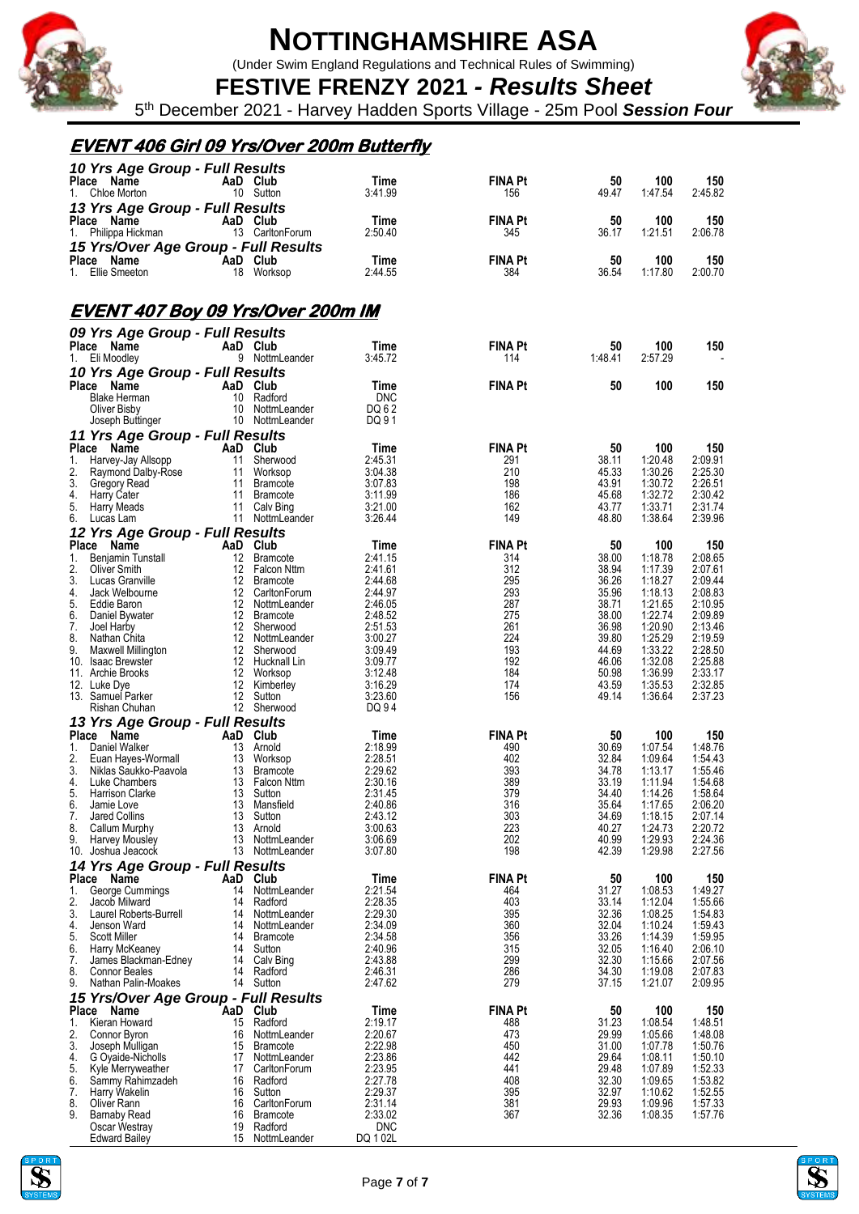# NOTTINGHAMSHIRE ASA

(Under Swim England Regulations and Technical Rules of Swimming)

## FESTIVE FRENZY 2021 - *Results Sheet*

5th December 2021 - Harvey Hadden Sports Village - 25m Pool ***Session Four***

## *EVENT 406 Girl 09 Yrs/Over 200m Butterfly*

### *10 Yrs Age Group - Full Results*

| Place | Name | AaD | Club | Time | FINA Pt | 50 | 100 | 150 |
|---|---|---|---|---|---|---|---|---|
| 1. | Chloe Morton | 10 | Sutton | 3:41.99 | 156 | 49.47 | 1:47.54 | 2:45.82 |

### *13 Yrs Age Group - Full Results*

| Place | Name | AaD | Club | Time | FINA Pt | 50 | 100 | 150 |
|---|---|---|---|---|---|---|---|---|
| 1. | Philippa Hickman | 13 | CarltonForum | 2:50.40 | 345 | 36.17 | 1:21.51 | 2:06.78 |

### *15 Yrs/Over Age Group - Full Results*

| Place | Name | AaD | Club | Time | FINA Pt | 50 | 100 | 150 |
|---|---|---|---|---|---|---|---|---|
| 1. | Ellie Smeeton | 18 | Worksop | 2:44.55 | 384 | 36.54 | 1:17.80 | 2:00.70 |

## *EVENT 407 Boy 09 Yrs/Over 200m IM*

### *09 Yrs Age Group - Full Results*

| Place | Name | AaD | Club | Time | FINA Pt | 50 | 100 | 150 |
|---|---|---|---|---|---|---|---|---|
| 1. | Eli Moodley | 9 | NottmLeander | 3:45.72 | 114 | 1:48.41 | 2:57.29 | - |

### *10 Yrs Age Group - Full Results*

| Place | Name | AaD | Club | Time | FINA Pt | 50 | 100 | 150 |
|---|---|---|---|---|---|---|---|---|
| | Blake Herman | 10 | Radford | DNC | | | | |
| | Oliver Bisby | 10 | NottmLeander | DQ 6 2 | | | | |
| | Joseph Buttinger | 10 | NottmLeander | DQ 9 1 | | | | |

### *11 Yrs Age Group - Full Results*

| Place | Name | AaD | Club | Time | FINA Pt | 50 | 100 | 150 |
|---|---|---|---|---|---|---|---|---|
| 1. | Harvey-Jay Allsopp | 11 | Sherwood | 2:45.31 | 291 | 38.11 | 1:20.48 | 2:09.91 |
| 2. | Raymond Dalby-Rose | 11 | Worksop | 3:04.38 | 210 | 45.33 | 1:30.26 | 2:25.30 |
| 3. | Gregory Read | 11 | Bramcote | 3:07.83 | 198 | 43.91 | 1:30.72 | 2:26.51 |
| 4. | Harry Cater | 11 | Bramcote | 3:11.99 | 186 | 45.68 | 1:32.72 | 2:30.42 |
| 5. | Harry Meads | 11 | Calv Bing | 3:21.00 | 162 | 43.77 | 1:33.71 | 2:31.74 |
| 6. | Lucas Lam | 11 | NottmLeander | 3:26.44 | 149 | 48.80 | 1:38.64 | 2:39.96 |

### *12 Yrs Age Group - Full Results*

| Place | Name | AaD | Club | Time | FINA Pt | 50 | 100 | 150 |
|---|---|---|---|---|---|---|---|---|
| 1. | Benjamin Tunstall | 12 | Bramcote | 2:41.15 | 314 | 38.00 | 1:18.78 | 2:08.65 |
| 2. | Oliver Smith | 12 | Falcon Nttm | 2:41.61 | 312 | 38.94 | 1:17.39 | 2:07.61 |
| 3. | Lucas Granville | 12 | Bramcote | 2:44.68 | 295 | 36.26 | 1:18.27 | 2:09.44 |
| 4. | Jack Welbourne | 12 | CarltonForum | 2:44.97 | 293 | 35.96 | 1:18.13 | 2:08.83 |
| 5. | Eddie Baron | 12 | NottmLeander | 2:46.05 | 287 | 38.71 | 1:21.65 | 2:10.95 |
| 6. | Daniel Bywater | 12 | Bramcote | 2:48.52 | 275 | 38.00 | 1:22.74 | 2:09.89 |
| 7. | Joel Harby | 12 | Sherwood | 2:51.53 | 261 | 36.98 | 1:20.90 | 2:13.46 |
| 8. | Nathan Chita | 12 | NottmLeander | 3:00.27 | 224 | 39.80 | 1:25.29 | 2:19.59 |
| 9. | Maxwell Millington | 12 | Sherwood | 3:09.49 | 193 | 44.69 | 1:33.22 | 2:28.50 |
| 10. | Isaac Brewster | 12 | Hucknall Lin | 3:09.77 | 192 | 46.06 | 1:32.08 | 2:25.88 |
| 11. | Archie Brooks | 12 | Worksop | 3:12.48 | 184 | 50.98 | 1:36.99 | 2:33.17 |
| 12. | Luke Dye | 12 | Kimberley | 3:16.29 | 174 | 43.59 | 1:35.53 | 2:32.85 |
| 13. | Samuel Parker | 12 | Sutton | 3:23.60 | 156 | 49.14 | 1:36.64 | 2:37.23 |
| | Rishan Chuhan | 12 | Sherwood | DQ 9 4 | | | | |

### *13 Yrs Age Group - Full Results*

| Place | Name | AaD | Club | Time | FINA Pt | 50 | 100 | 150 |
|---|---|---|---|---|---|---|---|---|
| 1. | Daniel Walker | 13 | Arnold | 2:18.99 | 490 | 30.69 | 1:07.54 | 1:48.76 |
| 2. | Euan Hayes-Wormall | 13 | Worksop | 2:28.51 | 402 | 32.84 | 1:09.64 | 1:54.43 |
| 3. | Niklas Saukko-Paavola | 13 | Bramcote | 2:29.62 | 393 | 34.78 | 1:13.17 | 1:55.46 |
| 4. | Luke Chambers | 13 | Falcon Nttm | 2:30.16 | 389 | 33.19 | 1:11.94 | 1:54.68 |
| 5. | Harrison Clarke | 13 | Sutton | 2:31.45 | 379 | 34.40 | 1:14.26 | 1:58.64 |
| 6. | Jamie Love | 13 | Mansfield | 2:40.86 | 316 | 35.64 | 1:17.65 | 2:06.20 |
| 7. | Jared Collins | 13 | Sutton | 2:43.12 | 303 | 34.69 | 1:18.15 | 2:07.14 |
| 8. | Callum Murphy | 13 | Arnold | 3:00.63 | 223 | 40.27 | 1:24.73 | 2:20.72 |
| 9. | Harvey Mousley | 13 | NottmLeander | 3:06.69 | 202 | 40.99 | 1:29.93 | 2:24.36 |
| 10. | Joshua Jeacock | 13 | NottmLeander | 3:07.80 | 198 | 42.39 | 1:29.98 | 2:27.56 |

### *14 Yrs Age Group - Full Results*

| Place | Name | AaD | Club | Time | FINA Pt | 50 | 100 | 150 |
|---|---|---|---|---|---|---|---|---|
| 1. | George Cummings | 14 | NottmLeander | 2:21.54 | 464 | 31.27 | 1:08.53 | 1:49.27 |
| 2. | Jacob Milward | 14 | Radford | 2:28.35 | 403 | 33.14 | 1:12.04 | 1:55.66 |
| 3. | Laurel Roberts-Burrell | 14 | NottmLeander | 2:29.30 | 395 | 32.36 | 1:08.25 | 1:54.83 |
| 4. | Jenson Ward | 14 | NottmLeander | 2:34.09 | 360 | 32.04 | 1:10.24 | 1:59.43 |
| 5. | Scott Miller | 14 | Bramcote | 2:34.58 | 356 | 33.26 | 1:14.39 | 1:59.95 |
| 6. | Harry McKeaney | 14 | Sutton | 2:40.96 | 315 | 32.05 | 1:16.40 | 2:06.10 |
| 7. | James Blackman-Edney | 14 | Calv Bing | 2:43.88 | 299 | 32.30 | 1:15.66 | 2:07.56 |
| 8. | Connor Beales | 14 | Radford | 2:46.31 | 286 | 34.30 | 1:19.08 | 2:07.83 |
| 9. | Nathan Palin-Moakes | 14 | Sutton | 2:47.62 | 279 | 37.15 | 1:21.07 | 2:09.95 |

### *15 Yrs/Over Age Group - Full Results*

| Place | Name | AaD | Club | Time | FINA Pt | 50 | 100 | 150 |
|---|---|---|---|---|---|---|---|---|
| 1. | Kieran Howard | 15 | Radford | 2:19.17 | 488 | 31.23 | 1:08.54 | 1:48.51 |
| 2. | Connor Byron | 16 | NottmLeander | 2:20.67 | 473 | 29.99 | 1:05.66 | 1:48.08 |
| 3. | Joseph Mulligan | 15 | Bramcote | 2:22.98 | 450 | 31.00 | 1:07.78 | 1:50.76 |
| 4. | G Oyaide-Nicholls | 17 | NottmLeander | 2:23.86 | 442 | 29.64 | 1:08.11 | 1:50.10 |
| 5. | Kyle Merryweather | 17 | CarltonForum | 2:23.95 | 441 | 29.48 | 1:07.89 | 1:52.33 |
| 6. | Sammy Rahimzadeh | 16 | Radford | 2:27.78 | 408 | 32.30 | 1:09.65 | 1:53.82 |
| 7. | Harry Wakelin | 16 | Sutton | 2:29.37 | 395 | 32.97 | 1:10.62 | 1:52.55 |
| 8. | Oliver Rann | 16 | CarltonForum | 2:31.14 | 381 | 29.93 | 1:09.96 | 1:57.33 |
| 9. | Barnaby Read | 16 | Bramcote | 2:33.02 | 367 | 32.36 | 1:08.35 | 1:57.76 |
| | Oscar Westray | 19 | Radford | DNC | | | | |
| | Edward Bailey | 15 | NottmLeander | DQ 1 02L | | | | |